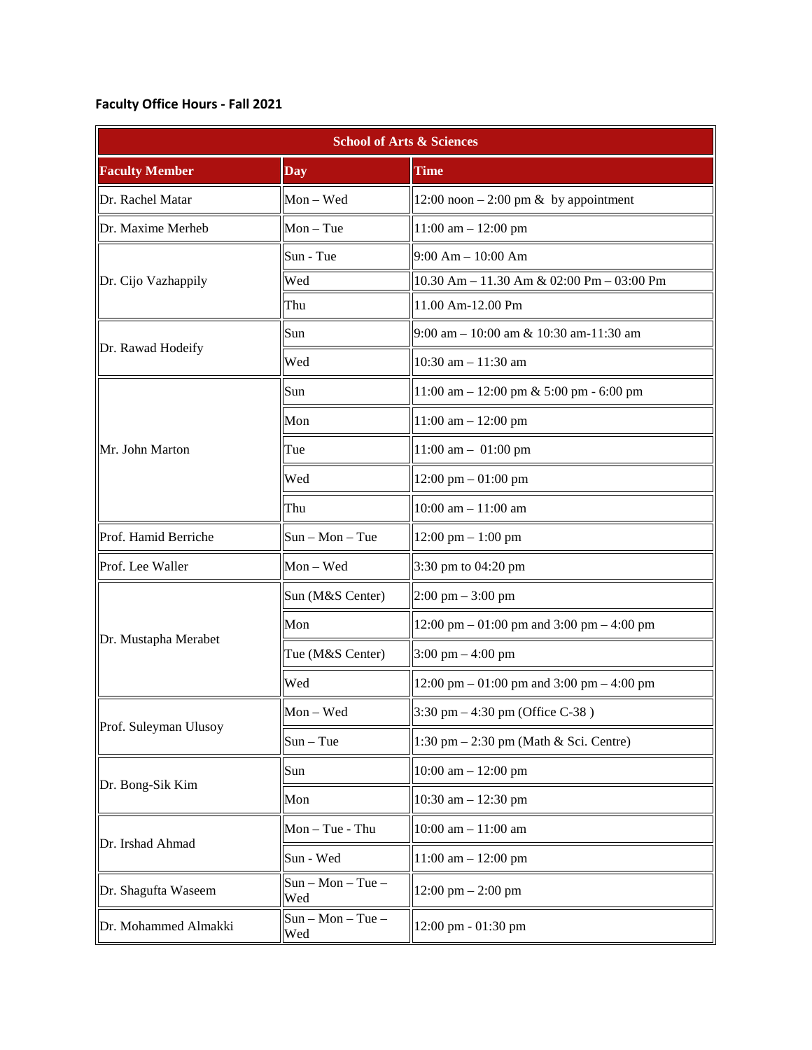**Faculty Office Hours - Fall 2021**

| School of Arts & Sciences | | |
|---|---|---|
| **Faculty Member** | **Day** | **Time** |
| Dr. Rachel Matar | Mon – Wed | 12:00 noon – 2:00 pm & by appointment |
| Dr. Maxime Merheb | Mon – Tue | 11:00 am – 12:00 pm |
| Dr. Cijo Vazhappily | Sun - Tue | 9:00 Am – 10:00 Am |
| | Wed | 10.30 Am – 11.30 Am & 02:00 Pm – 03:00 Pm |
| | Thu | 11.00 Am-12.00 Pm |
| Dr. Rawad Hodeify | Sun | 9:00 am – 10:00 am & 10:30 am-11:30 am |
| | Wed | 10:30 am – 11:30 am |
| Mr. John Marton | Sun | 11:00 am – 12:00 pm & 5:00 pm - 6:00 pm |
| | Mon | 11:00 am – 12:00 pm |
| | Tue | 11:00 am – 01:00 pm |
| | Wed | 12:00 pm – 01:00 pm |
| | Thu | 10:00 am – 11:00 am |
| Prof. Hamid Berriche | Sun – Mon – Tue | 12:00 pm – 1:00 pm |
| Prof. Lee Waller | Mon – Wed | 3:30 pm to 04:20 pm |
| Dr. Mustapha Merabet | Sun (M&S Center) | 2:00 pm – 3:00 pm |
| | Mon | 12:00 pm – 01:00 pm and 3:00 pm – 4:00 pm |
| | Tue (M&S Center) | 3:00 pm – 4:00 pm |
| | Wed | 12:00 pm – 01:00 pm and 3:00 pm – 4:00 pm |
| Prof. Suleyman Ulusoy | Mon – Wed | 3:30 pm – 4:30 pm (Office C-38 ) |
| | Sun – Tue | 1:30 pm – 2:30 pm (Math & Sci. Centre) |
| Dr. Bong-Sik Kim | Sun | 10:00 am – 12:00 pm |
| | Mon | 10:30 am – 12:30 pm |
| Dr. Irshad Ahmad | Mon – Tue - Thu | 10:00 am – 11:00 am |
| | Sun - Wed | 11:00 am – 12:00 pm |
| Dr. Shagufta Waseem | Sun – Mon – Tue – Wed | 12:00 pm – 2:00 pm |
| Dr. Mohammed Almakki | Sun – Mon – Tue – Wed | 12:00 pm - 01:30 pm |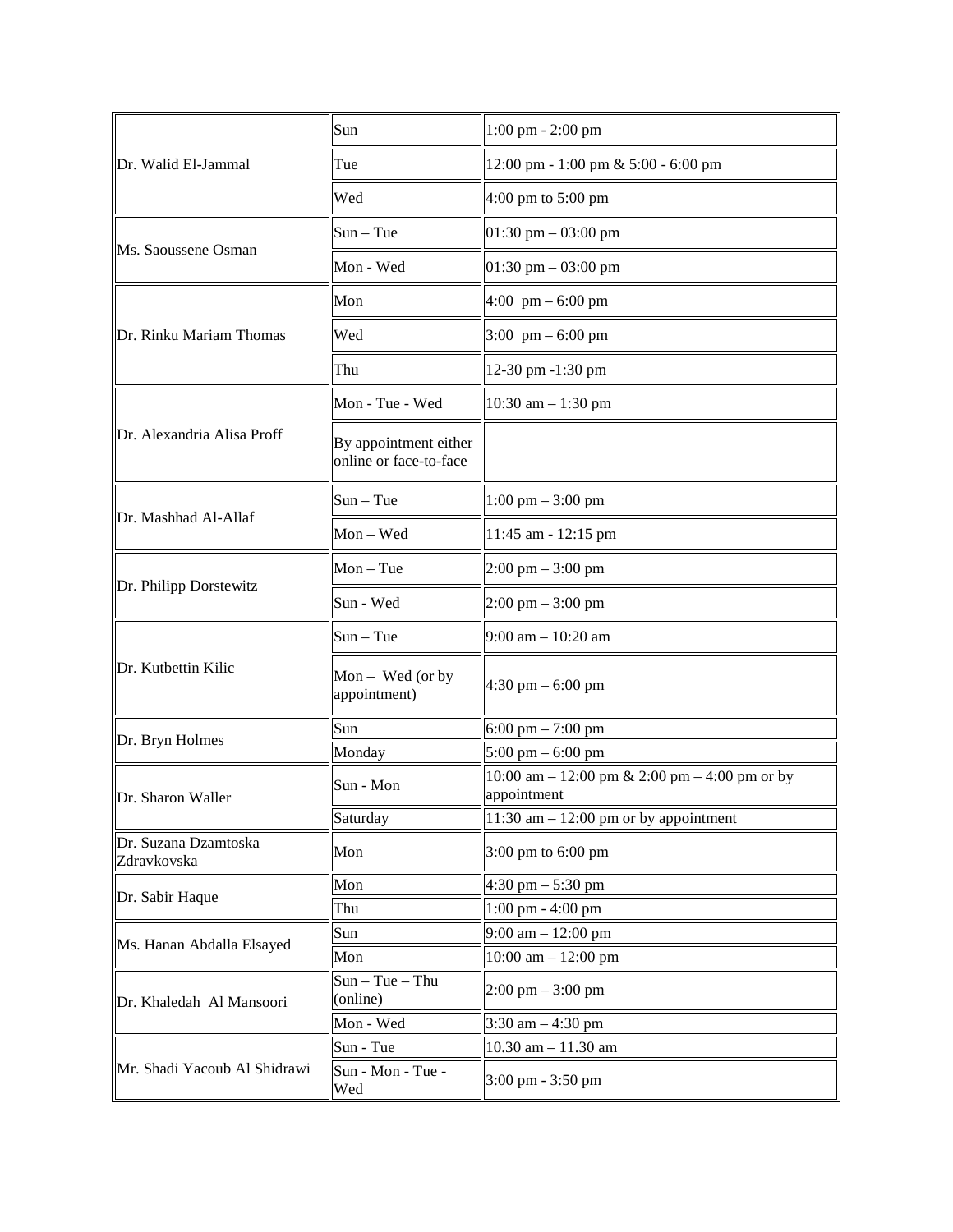| | | |
|---|---|---|
| Dr. Walid El-Jammal | Sun | 1:00 pm - 2:00 pm |
| | Tue | 12:00 pm - 1:00 pm & 5:00 - 6:00 pm |
| | Wed | 4:00 pm to 5:00 pm |
| Ms. Saoussene Osman | Sun – Tue | 01:30 pm – 03:00 pm |
| | Mon - Wed | 01:30 pm – 03:00 pm |
| Dr. Rinku Mariam Thomas | Mon | 4:00 pm – 6:00 pm |
| | Wed | 3:00 pm – 6:00 pm |
| | Thu | 12-30 pm -1:30 pm |
| Dr. Alexandria Alisa Proff | Mon - Tue - Wed | 10:30 am – 1:30 pm |
| | By appointment either online or face-to-face | |
| Dr. Mashhad Al-Allaf | Sun – Tue | 1:00 pm – 3:00 pm |
| | Mon – Wed | 11:45 am - 12:15 pm |
| Dr. Philipp Dorstewitz | Mon – Tue | 2:00 pm – 3:00 pm |
| | Sun - Wed | 2:00 pm – 3:00 pm |
| Dr. Kutbettin Kilic | Sun – Tue | 9:00 am – 10:20 am |
| | Mon – Wed (or by appointment) | 4:30 pm – 6:00 pm |
| Dr. Bryn Holmes | Sun | 6:00 pm – 7:00 pm |
| | Monday | 5:00 pm – 6:00 pm |
| Dr. Sharon Waller | Sun - Mon | 10:00 am – 12:00 pm & 2:00 pm – 4:00 pm or by appointment |
| | Saturday | 11:30 am – 12:00 pm or by appointment |
| Dr. Suzana Dzamtoska Zdravkovska | Mon | 3:00 pm to 6:00 pm |
| Dr. Sabir Haque | Mon | 4:30 pm – 5:30 pm |
| | Thu | 1:00 pm - 4:00 pm |
| Ms. Hanan Abdalla Elsayed | Sun | 9:00 am – 12:00 pm |
| | Mon | 10:00 am – 12:00 pm |
| Dr. Khaledah Al Mansoori | Sun – Tue – Thu (online) | 2:00 pm – 3:00 pm |
| | Mon - Wed | 3:30 am – 4:30 pm |
| Mr. Shadi Yacoub Al Shidrawi | Sun - Tue | 10.30 am – 11.30 am |
| | Sun - Mon - Tue - Wed | 3:00 pm - 3:50 pm |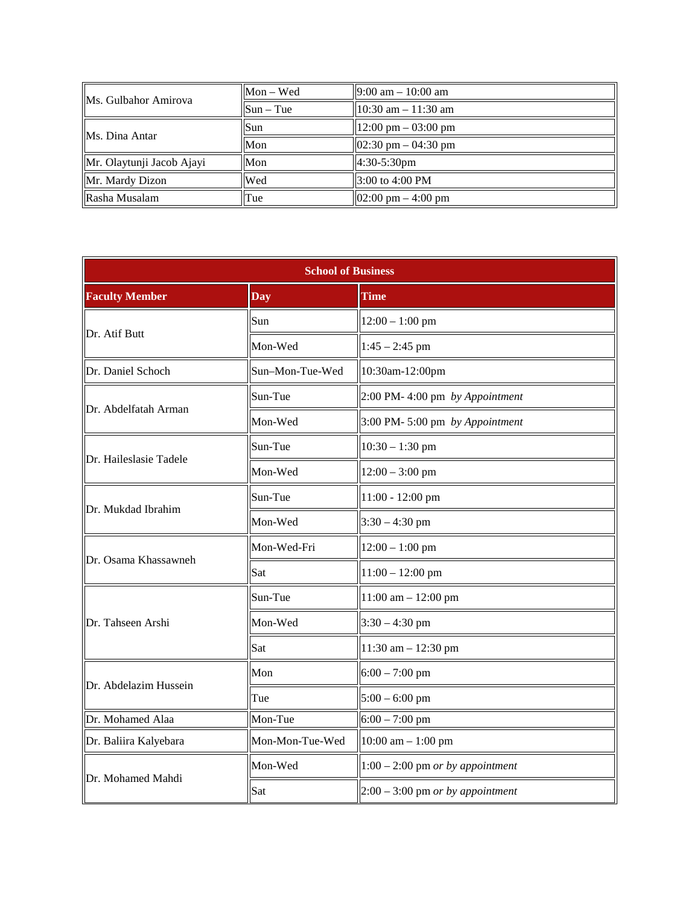| | | |
|---|---|---|
| Ms. Gulbahor Amirova | Mon – Wed | 9:00 am – 10:00 am |
| | Sun – Tue | 10:30 am – 11:30 am |
| Ms. Dina Antar | Sun | 12:00 pm – 03:00 pm |
| | Mon | 02:30 pm – 04:30 pm |
| Mr. Olaytunji Jacob Ajayi | Mon | 4:30-5:30pm |
| Mr. Mardy Dizon | Wed | 3:00 to 4:00 PM |
| Rasha Musalam | Tue | 02:00 pm – 4:00 pm |

| School of Business | | |
|---|---|---|
| **Faculty Member** | **Day** | **Time** |
| Dr. Atif Butt | Sun | 12:00 – 1:00 pm |
| | Mon-Wed | 1:45 – 2:45 pm |
| Dr. Daniel Schoch | Sun–Mon-Tue-Wed | 10:30am-12:00pm |
| Dr. Abdelfatah Arman | Sun-Tue | 2:00 PM- 4:00 pm *by Appointment* |
| | Mon-Wed | 3:00 PM- 5:00 pm *by Appointment* |
| Dr. Haileslasie Tadele | Sun-Tue | 10:30 – 1:30 pm |
| | Mon-Wed | 12:00 – 3:00 pm |
| Dr. Mukdad Ibrahim | Sun-Tue | 11:00 - 12:00 pm |
| | Mon-Wed | 3:30 – 4:30 pm |
| Dr. Osama Khassawneh | Mon-Wed-Fri | 12:00 – 1:00 pm |
| | Sat | 11:00 – 12:00 pm |
| Dr. Tahseen Arshi | Sun-Tue | 11:00 am – 12:00 pm |
| | Mon-Wed | 3:30 – 4:30 pm |
| | Sat | 11:30 am – 12:30 pm |
| Dr. Abdelazim Hussein | Mon | 6:00 – 7:00 pm |
| | Tue | 5:00 – 6:00 pm |
| Dr. Mohamed Alaa | Mon-Tue | 6:00 – 7:00 pm |
| Dr. Baliira Kalyebara | Mon-Mon-Tue-Wed | 10:00 am – 1:00 pm |
| Dr. Mohamed Mahdi | Mon-Wed | 1:00 – 2:00 pm *or by appointment* |
| | Sat | 2:00 – 3:00 pm *or by appointment* |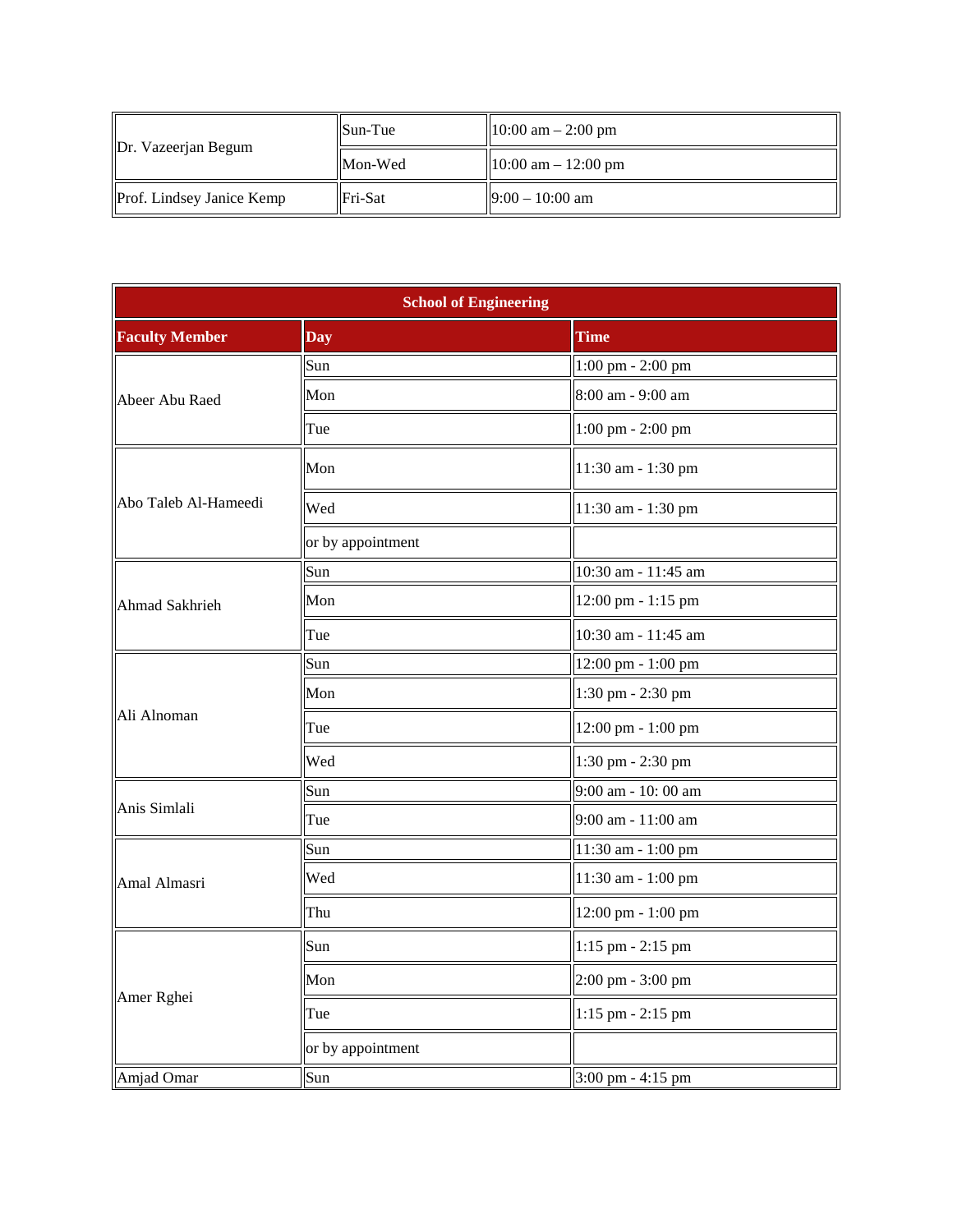| | | |
|---|---|---|
| Dr. Vazeerjan Begum | Sun-Tue | 10:00 am – 2:00 pm |
| | Mon-Wed | 10:00 am – 12:00 pm |
| Prof. Lindsey Janice Kemp | Fri-Sat | 9:00 – 10:00 am |

| **School of Engineering** | | |
|---|---|---|
| **Faculty Member** | **Day** | **Time** |
| Abeer Abu Raed | Sun | 1:00 pm - 2:00 pm |
| | Mon | 8:00 am - 9:00 am |
| | Tue | 1:00 pm - 2:00 pm |
| Abo Taleb Al-Hameedi | Mon | 11:30 am - 1:30 pm |
| | Wed | 11:30 am - 1:30 pm |
| | or by appointment | |
| Ahmad Sakhrieh | Sun | 10:30 am - 11:45 am |
| | Mon | 12:00 pm - 1:15 pm |
| | Tue | 10:30 am - 11:45 am |
| Ali Alnoman | Sun | 12:00 pm - 1:00 pm |
| | Mon | 1:30 pm - 2:30 pm |
| | Tue | 12:00 pm - 1:00 pm |
| | Wed | 1:30 pm - 2:30 pm |
| Anis Simlali | Sun | 9:00 am - 10: 00 am |
| | Tue | 9:00 am - 11:00 am |
| Amal Almasri | Sun | 11:30 am - 1:00 pm |
| | Wed | 11:30 am - 1:00 pm |
| | Thu | 12:00 pm - 1:00 pm |
| Amer Rghei | Sun | 1:15 pm - 2:15 pm |
| | Mon | 2:00 pm - 3:00 pm |
| | Tue | 1:15 pm - 2:15 pm |
| | or by appointment | |
| Amjad Omar | Sun | 3:00 pm - 4:15 pm |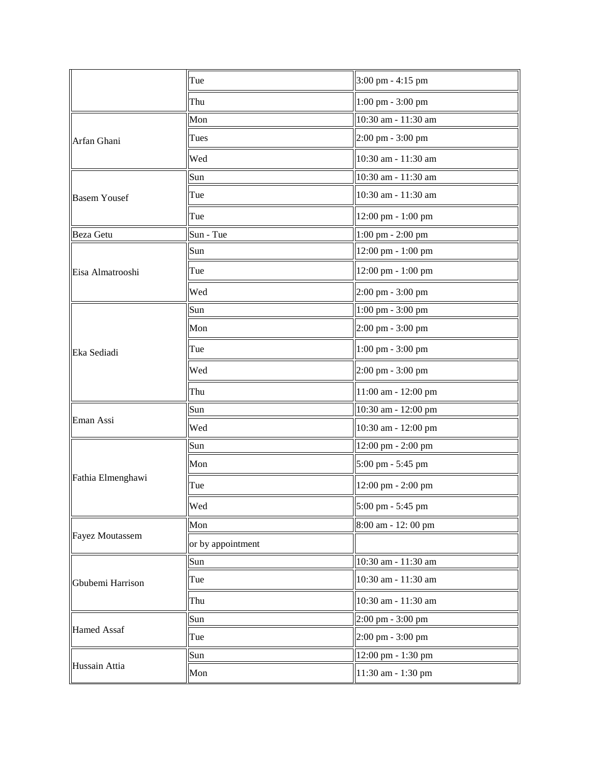| | | |
|---|---|---|
| | Tue | 3:00 pm - 4:15 pm |
| | Thu | 1:00 pm - 3:00 pm |
| Arfan Ghani | Mon | 10:30 am - 11:30 am |
| | Tues | 2:00 pm - 3:00 pm |
| | Wed | 10:30 am - 11:30 am |
| Basem Yousef | Sun | 10:30 am - 11:30 am |
| | Tue | 10:30 am - 11:30 am |
| | Tue | 12:00 pm - 1:00 pm |
| Beza Getu | Sun - Tue | 1:00 pm - 2:00 pm |
| Eisa Almatrooshi | Sun | 12:00 pm - 1:00 pm |
| | Tue | 12:00 pm - 1:00 pm |
| | Wed | 2:00 pm - 3:00 pm |
| Eka Sediadi | Sun | 1:00 pm - 3:00 pm |
| | Mon | 2:00 pm - 3:00 pm |
| | Tue | 1:00 pm - 3:00 pm |
| | Wed | 2:00 pm - 3:00 pm |
| | Thu | 11:00 am - 12:00 pm |
| Eman Assi | Sun | 10:30 am - 12:00 pm |
| | Wed | 10:30 am - 12:00 pm |
| Fathia Elmenghawi | Sun | 12:00 pm - 2:00 pm |
| | Mon | 5:00 pm - 5:45 pm |
| | Tue | 12:00 pm - 2:00 pm |
| | Wed | 5:00 pm - 5:45 pm |
| Fayez Moutassem | Mon | 8:00 am - 12: 00 pm |
| | or by appointment | |
| Gbubemi Harrison | Sun | 10:30 am - 11:30 am |
| | Tue | 10:30 am - 11:30 am |
| | Thu | 10:30 am - 11:30 am |
| Hamed Assaf | Sun | 2:00 pm - 3:00 pm |
| | Tue | 2:00 pm - 3:00 pm |
| Hussain Attia | Sun | 12:00 pm - 1:30 pm |
| | Mon | 11:30 am - 1:30 pm |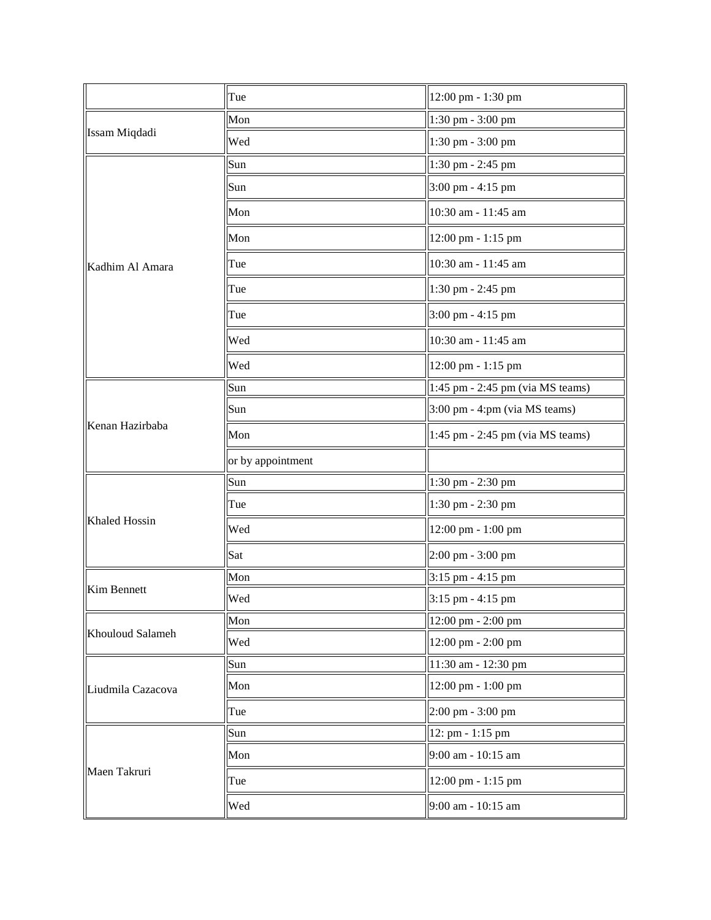| | | |
|---|---|---|
| | Tue | 12:00 pm - 1:30 pm |
| Issam Miqdadi | Mon | 1:30 pm - 3:00 pm |
| | Wed | 1:30 pm - 3:00 pm |
| Kadhim Al Amara | Sun | 1:30 pm - 2:45 pm |
| | Sun | 3:00 pm - 4:15 pm |
| | Mon | 10:30 am - 11:45 am |
| | Mon | 12:00 pm - 1:15 pm |
| | Tue | 10:30 am - 11:45 am |
| | Tue | 1:30 pm - 2:45 pm |
| | Tue | 3:00 pm - 4:15 pm |
| | Wed | 10:30 am - 11:45 am |
| | Wed | 12:00 pm - 1:15 pm |
| Kenan Hazirbaba | Sun | 1:45 pm - 2:45 pm (via MS teams) |
| | Sun | 3:00 pm - 4:pm (via MS teams) |
| | Mon | 1:45 pm - 2:45 pm (via MS teams) |
| | or by appointment | |
| Khaled Hossin | Sun | 1:30 pm - 2:30 pm |
| | Tue | 1:30 pm - 2:30 pm |
| | Wed | 12:00 pm - 1:00 pm |
| | Sat | 2:00 pm - 3:00 pm |
| Kim Bennett | Mon | 3:15 pm - 4:15 pm |
| | Wed | 3:15 pm - 4:15 pm |
| Khouloud Salameh | Mon | 12:00 pm - 2:00 pm |
| | Wed | 12:00 pm - 2:00 pm |
| Liudmila Cazacova | Sun | 11:30 am - 12:30 pm |
| | Mon | 12:00 pm - 1:00 pm |
| | Tue | 2:00 pm - 3:00 pm |
| Maen Takruri | Sun | 12: pm - 1:15 pm |
| | Mon | 9:00 am - 10:15 am |
| | Tue | 12:00 pm - 1:15 pm |
| | Wed | 9:00 am - 10:15 am |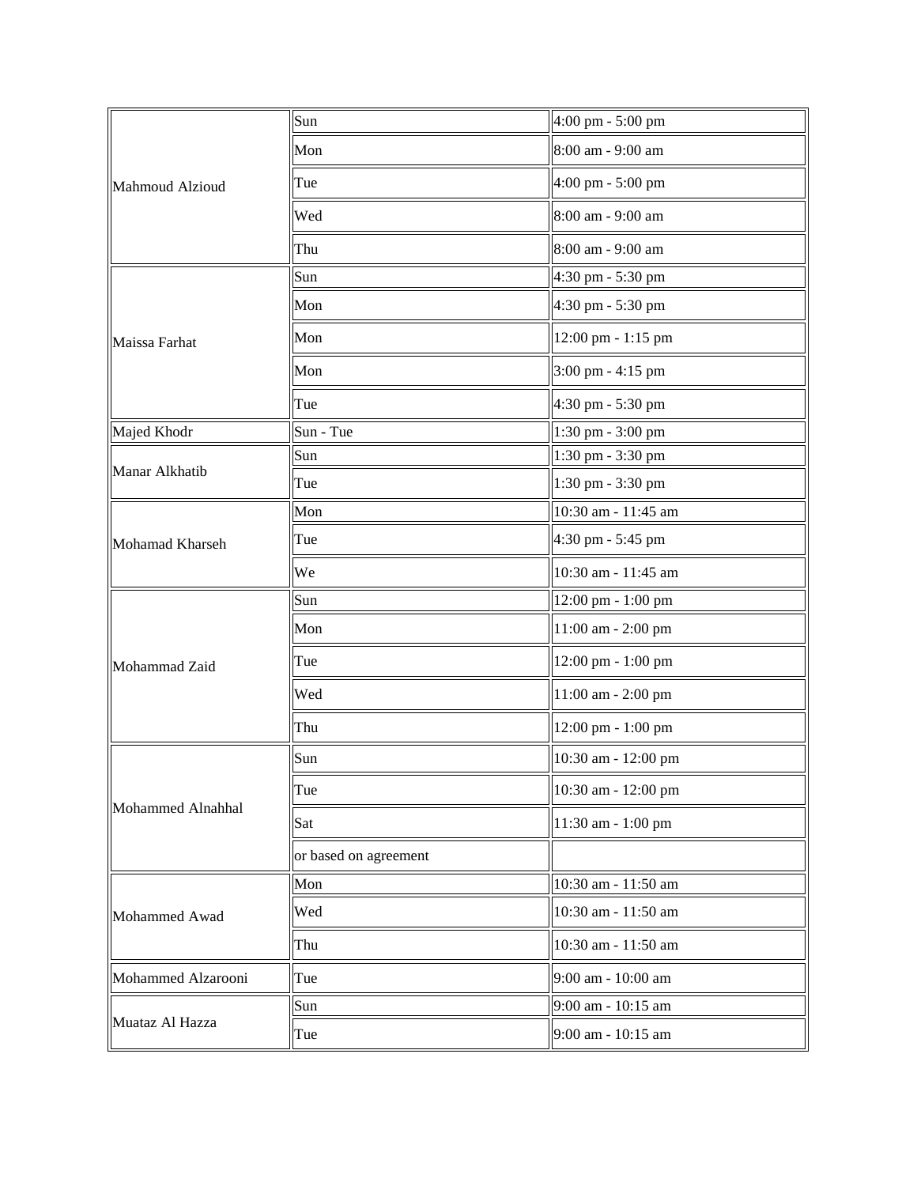| | | |
|---|---|---|
| Mahmoud Alzioud | Sun | 4:00 pm - 5:00 pm |
| | Mon | 8:00 am - 9:00 am |
| | Tue | 4:00 pm - 5:00 pm |
| | Wed | 8:00 am - 9:00 am |
| | Thu | 8:00 am - 9:00 am |
| Maissa Farhat | Sun | 4:30 pm - 5:30 pm |
| | Mon | 4:30 pm - 5:30 pm |
| | Mon | 12:00 pm - 1:15 pm |
| | Mon | 3:00 pm - 4:15 pm |
| | Tue | 4:30 pm - 5:30 pm |
| Majed Khodr | Sun - Tue | 1:30 pm - 3:00 pm |
| Manar Alkhatib | Sun | 1:30 pm - 3:30 pm |
| | Tue | 1:30 pm - 3:30 pm |
| Mohamad Kharseh | Mon | 10:30 am - 11:45 am |
| | Tue | 4:30 pm - 5:45 pm |
| | We | 10:30 am - 11:45 am |
| Mohammad Zaid | Sun | 12:00 pm - 1:00 pm |
| | Mon | 11:00 am - 2:00 pm |
| | Tue | 12:00 pm - 1:00 pm |
| | Wed | 11:00 am - 2:00 pm |
| | Thu | 12:00 pm - 1:00 pm |
| Mohammed Alnahhal | Sun | 10:30 am - 12:00 pm |
| | Tue | 10:30 am - 12:00 pm |
| | Sat | 11:30 am - 1:00 pm |
| | or based on agreement | |
| Mohammed Awad | Mon | 10:30 am - 11:50 am |
| | Wed | 10:30 am - 11:50 am |
| | Thu | 10:30 am - 11:50 am |
| Mohammed Alzarooni | Tue | 9:00 am - 10:00 am |
| Muataz Al Hazza | Sun | 9:00 am - 10:15 am |
| | Tue | 9:00 am - 10:15 am |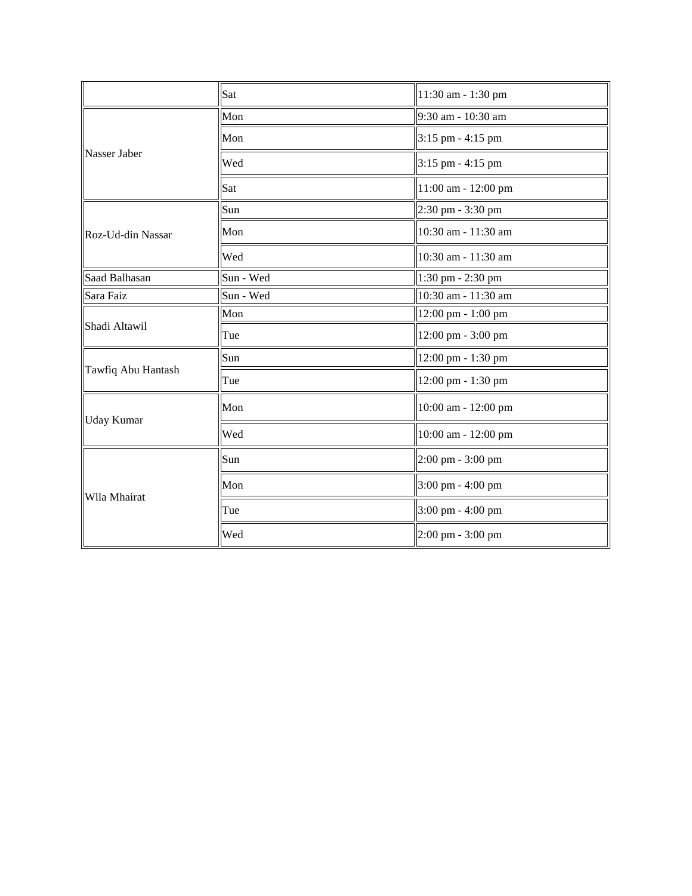| | | |
|---|---|---|
| | Sat | 11:30 am - 1:30 pm |
| Nasser Jaber | Mon | 9:30 am - 10:30 am |
| | Mon | 3:15 pm - 4:15 pm |
| | Wed | 3:15 pm - 4:15 pm |
| | Sat | 11:00 am - 12:00 pm |
| Roz-Ud-din Nassar | Sun | 2:30 pm - 3:30 pm |
| | Mon | 10:30 am - 11:30 am |
| | Wed | 10:30 am - 11:30 am |
| Saad Balhasan | Sun - Wed | 1:30 pm - 2:30 pm |
| Sara Faiz | Sun - Wed | 10:30 am - 11:30 am |
| Shadi Altawil | Mon | 12:00 pm - 1:00 pm |
| | Tue | 12:00 pm - 3:00 pm |
| Tawfiq Abu Hantash | Sun | 12:00 pm - 1:30 pm |
| | Tue | 12:00 pm - 1:30 pm |
| Uday Kumar | Mon | 10:00 am - 12:00 pm |
| | Wed | 10:00 am - 12:00 pm |
| Wlla Mhairat | Sun | 2:00 pm - 3:00 pm |
| | Mon | 3:00 pm - 4:00 pm |
| | Tue | 3:00 pm - 4:00 pm |
| | Wed | 2:00 pm - 3:00 pm |